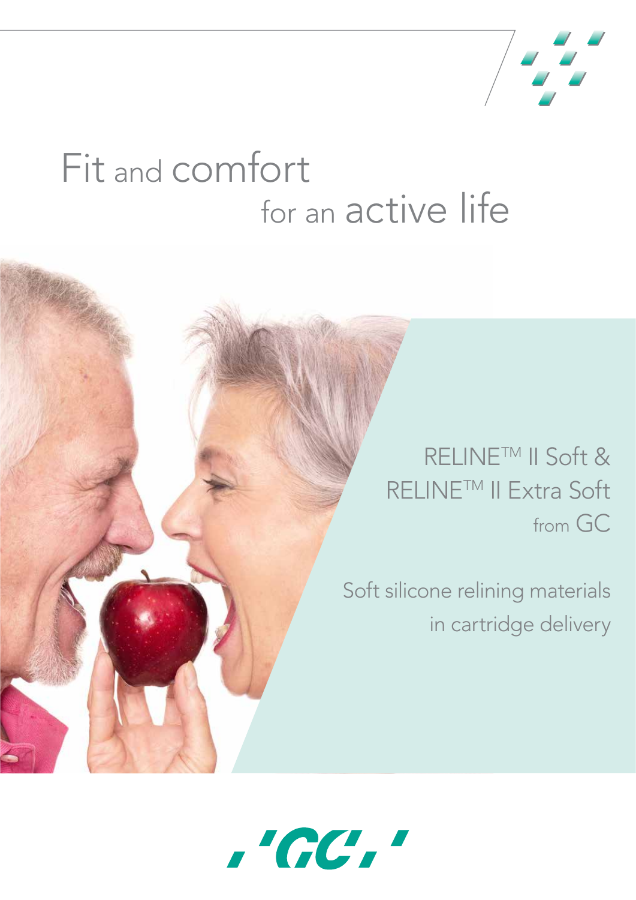# Fit and comfort for an active life

## RELINE™ II Soft & RELINE™ II Extra Soft from GC

Soft silicone relining materials in cartridge delivery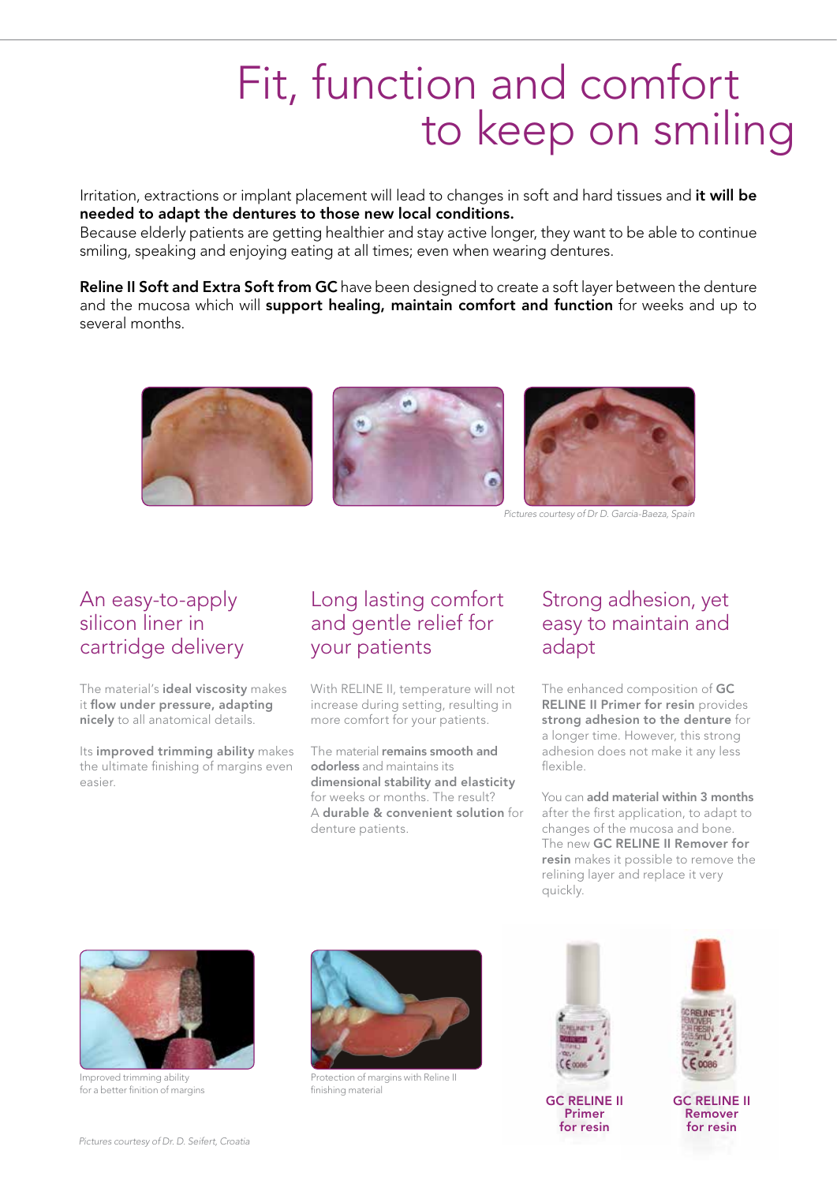# Fit, function and comfort to keep on smiling

Irritation, extractions or implant placement will lead to changes in soft and hard tissues and **it will be needed to adapt the dentures to those new local conditions.**
Because elderly patients are getting healthier and stay active longer, they want to be able to continue smiling, speaking and enjoying eating at all times; even when wearing dentures.

**Reline II Soft and Extra Soft from GC** have been designed to create a soft layer between the denture and the mucosa which will **support healing, maintain comfort and function** for weeks and up to several months.

*Pictures courtesy of Dr D. Garcia-Baeza, Spain*

## An easy-to-apply silicon liner in cartridge delivery

The material's **ideal viscosity** makes it **flow under pressure, adapting nicely** to all anatomical details.

Its **improved trimming ability** makes the ultimate finishing of margins even easier.

## Long lasting comfort and gentle relief for your patients

With RELINE II, temperature will not increase during setting, resulting in more comfort for your patients.

The material **remains smooth and odorless** and maintains its **dimensional stability and elasticity** for weeks or months. The result?
A **durable & convenient solution** for denture patients.

## Strong adhesion, yet easy to maintain and adapt

The enhanced composition of **GC RELINE II Primer for resin** provides **strong adhesion to the denture** for a longer time. However, this strong adhesion does not make it any less flexible.

You can **add material within 3 months** after the first application, to adapt to changes of the mucosa and bone. The new **GC RELINE II Remover for resin** makes it possible to remove the relining layer and replace it very quickly.

Improved trimming ability for a better finition of margins

Protection of margins with Reline II finishing material

**GC RELINE II Primer for resin**

**GC RELINE II Remover for resin**

*Pictures courtesy of Dr. D. Seifert, Croatia*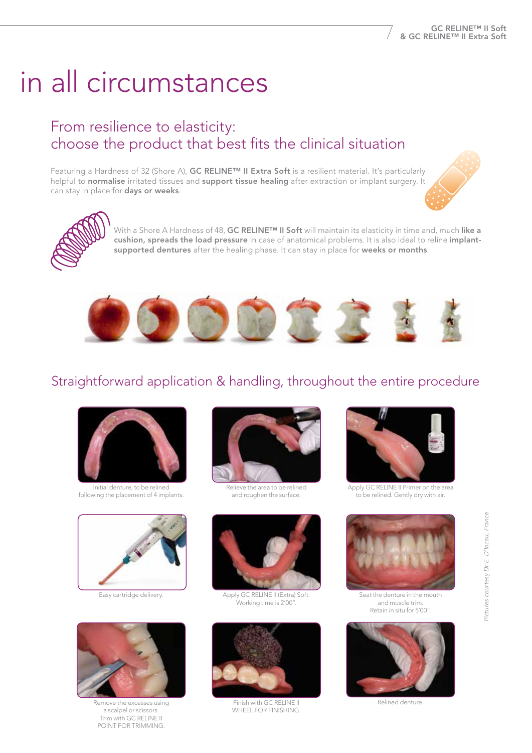# in all circumstances

## From resilience to elasticity: choose the product that best fits the clinical situation

Featuring a Hardness of 32 (Shore A), **GC RELINE™ II Extra Soft** is a resilient material. It's particularly helpful to **normalise** irritated tissues and **support tissue healing** after extraction or implant surgery. It can stay in place for **days or weeks**.

With a Shore A Hardness of 48, **GC RELINE™ II Soft** will maintain its elasticity in time and, much **like a cushion, spreads the load pressure** in case of anatomical problems. It is also ideal to reline **implant-supported dentures** after the healing phase. It can stay in place for **weeks or months**.

## Straightforward application & handling, throughout the entire procedure

Initial denture, to be relined following the placement of 4 implants.

Relieve the area to be relined and roughen the surface.

Apply GC RELINE II Primer on the area to be relined. Gently dry with air.

Easy cartridge delivery.

Apply GC RELINE II (Extra) Soft. Working time is 2'00".

Seat the denture in the mouth and muscle trim. Retain in situ for 5'00".

Remove the excesses using a scalpel or scissors. Trim with GC RELINE II POINT FOR TRIMMING.

Finish with GC RELINE II WHEEL FOR FINISHING.

Relined denture.

*Pictures courtesy Dr E. D'Incau, France*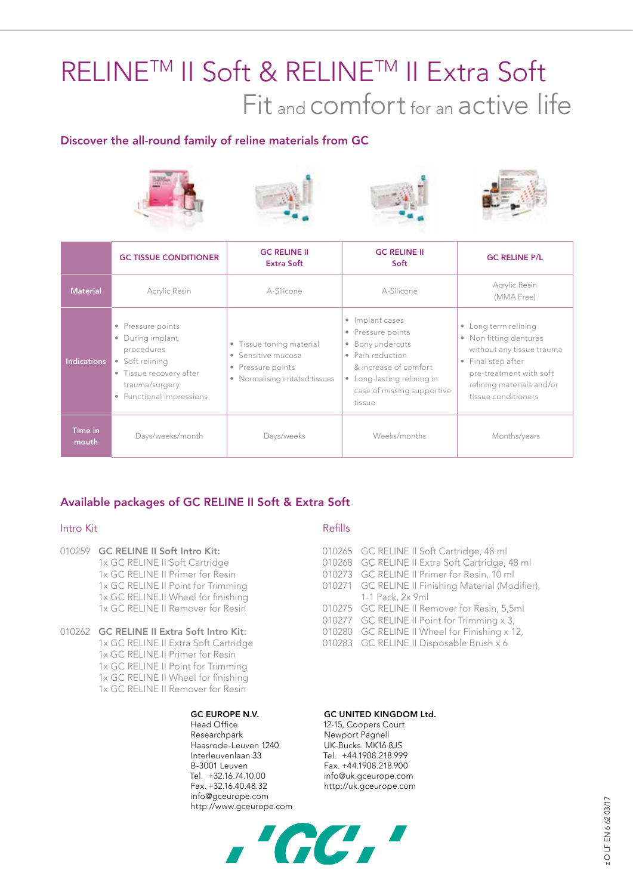# RELINE™ II Soft & RELINE™ II Extra Soft

Fit and comfort for an active life

## Discover the all-round family of reline materials from GC

| | GC TISSUE CONDITIONER | GC RELINE II Extra Soft | GC RELINE II Soft | GC RELINE P/L |
|---|---|---|---|---|
| **Material** | Acrylic Resin | A-Silicone | A-Silicone | Acrylic Resin (MMA Free) |
| **Indications** | • Pressure points<br>• During implant procedures<br>• Soft relining<br>• Tissue recovery after trauma/surgery<br>• Functional impressions | • Tissue toning material<br>• Sensitive mucosa<br>• Pressure points<br>• Normalising irritated tissues | • Implant cases<br>• Pressure points<br>• Bony undercuts<br>• Pain reduction & increase of comfort<br>• Long-lasting relining in case of missing supportive tissue | • Long term relining<br>• Non fitting dentures without any tissue trauma<br>• Final step after pre-treatment with soft relining materials and/or tissue conditioners |
| **Time in mouth** | Days/weeks/month | Days/weeks | Weeks/months | Months/years |

## Available packages of GC RELINE II Soft & Extra Soft

### Intro Kit

010259 **GC RELINE II Soft Intro Kit:**
1x GC RELINE II Soft Cartridge
1x GC RELINE II Primer for Resin
1x GC RELINE II Point for Trimming
1x GC RELINE II Wheel for finishing
1x GC RELINE II Remover for Resin

010262 **GC RELINE II Extra Soft Intro Kit:**
1x GC RELINE II Extra Soft Cartridge
1x GC RELINE II Primer for Resin
1x GC RELINE II Point for Trimming
1x GC RELINE II Wheel for finishing
1x GC RELINE II Remover for Resin

### Refills

010265 GC RELINE II Soft Cartridge, 48 ml
010268 GC RELINE II Extra Soft Cartridge, 48 ml
010273 GC RELINE II Primer for Resin, 10 ml
010271 GC RELINE II Finishing Material (Modifier), 1-1 Pack, 2x 9ml
010275 GC RELINE II Remover for Resin, 5,5ml
010277 GC RELINE II Point for Trimming x 3,
010280 GC RELINE II Wheel for Finishing x 12,
010283 GC RELINE II Disposable Brush x 6

**GC EUROPE N.V.**
Head Office
Researchpark
Haasrode-Leuven 1240
Interleuvenlaan 33
B-3001 Leuven
Tel. +32.16.74.10.00
Fax. +32.16.40.48.32
info@gceurope.com
http://www.gceurope.com

**GC UNITED KINGDOM Ltd.**
12-15, Coopers Court
Newport Pagnell
UK-Bucks. MK16 8JS
Tel. +44.1908.218.999
Fax. +44.1908.218.900
info@uk.gceurope.com
http://uk.gceurope.com

GC

z O LF EN 6 62 03/17